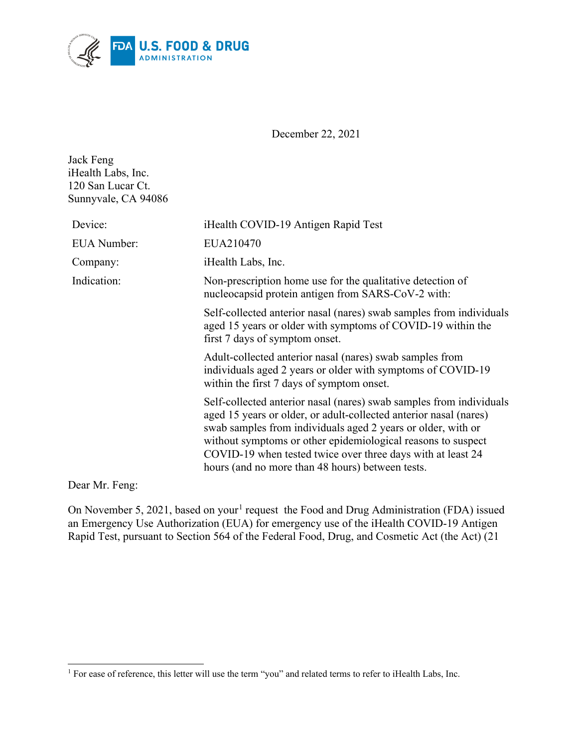December 22, 2021

Jack Feng
iHealth Labs, Inc.
120 San Lucar Ct.
Sunnyvale, CA 94086

| | |
|---|---|
| Device: | iHealth COVID-19 Antigen Rapid Test |
| EUA Number: | EUA210470 |
| Company: | iHealth Labs, Inc. |
| Indication: | Non-prescription home use for the qualitative detection of nucleocapsid protein antigen from SARS-CoV-2 with: |
| | Self-collected anterior nasal (nares) swab samples from individuals aged 15 years or older with symptoms of COVID-19 within the first 7 days of symptom onset. |
| | Adult-collected anterior nasal (nares) swab samples from individuals aged 2 years or older with symptoms of COVID-19 within the first 7 days of symptom onset. |
| | Self-collected anterior nasal (nares) swab samples from individuals aged 15 years or older, or adult-collected anterior nasal (nares) swab samples from individuals aged 2 years or older, with or without symptoms or other epidemiological reasons to suspect COVID-19 when tested twice over three days with at least 24 hours (and no more than 48 hours) between tests. |

Dear Mr. Feng:

On November 5, 2021, based on your[1] request the Food and Drug Administration (FDA) issued an Emergency Use Authorization (EUA) for emergency use of the iHealth COVID-19 Antigen Rapid Test, pursuant to Section 564 of the Federal Food, Drug, and Cosmetic Act (the Act) (21

[1] For ease of reference, this letter will use the term "you" and related terms to refer to iHealth Labs, Inc.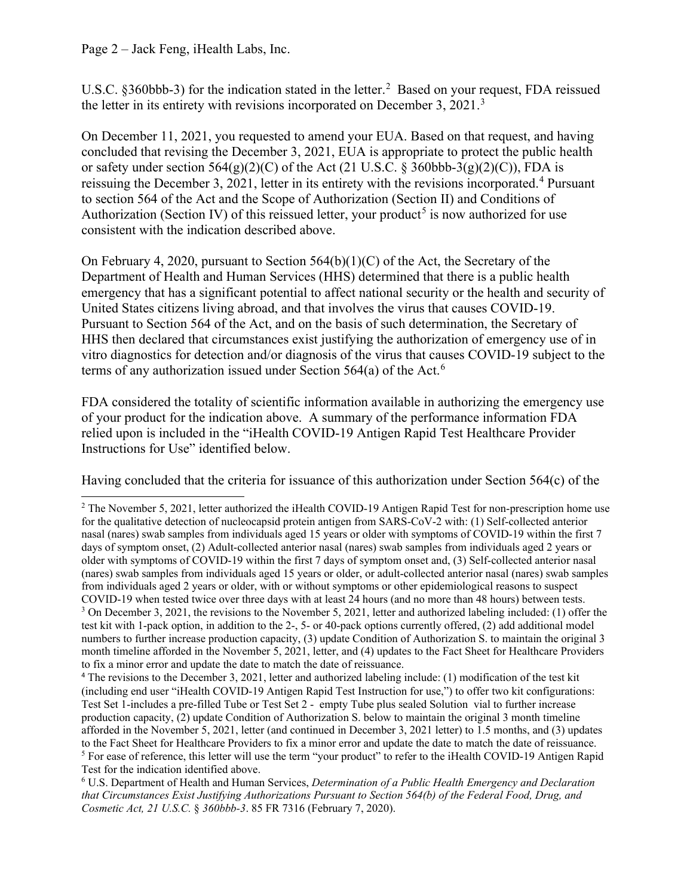U.S.C. §360bbb-3) for the indication stated in the letter.[2] Based on your request, FDA reissued the letter in its entirety with revisions incorporated on December 3, 2021.[3]

On December 11, 2021, you requested to amend your EUA. Based on that request, and having concluded that revising the December 3, 2021, EUA is appropriate to protect the public health or safety under section 564(g)(2)(C) of the Act (21 U.S.C. § 360bbb-3(g)(2)(C)), FDA is reissuing the December 3, 2021, letter in its entirety with the revisions incorporated.[4] Pursuant to section 564 of the Act and the Scope of Authorization (Section II) and Conditions of Authorization (Section IV) of this reissued letter, your product[5] is now authorized for use consistent with the indication described above.

On February 4, 2020, pursuant to Section 564(b)(1)(C) of the Act, the Secretary of the Department of Health and Human Services (HHS) determined that there is a public health emergency that has a significant potential to affect national security or the health and security of United States citizens living abroad, and that involves the virus that causes COVID-19. Pursuant to Section 564 of the Act, and on the basis of such determination, the Secretary of HHS then declared that circumstances exist justifying the authorization of emergency use of in vitro diagnostics for detection and/or diagnosis of the virus that causes COVID-19 subject to the terms of any authorization issued under Section 564(a) of the Act.[6]

FDA considered the totality of scientific information available in authorizing the emergency use of your product for the indication above. A summary of the performance information FDA relied upon is included in the "iHealth COVID-19 Antigen Rapid Test Healthcare Provider Instructions for Use" identified below.

Having concluded that the criteria for issuance of this authorization under Section 564(c) of the

---

[2] The November 5, 2021, letter authorized the iHealth COVID-19 Antigen Rapid Test for non-prescription home use for the qualitative detection of nucleocapsid protein antigen from SARS-CoV-2 with: (1) Self-collected anterior nasal (nares) swab samples from individuals aged 15 years or older with symptoms of COVID-19 within the first 7 days of symptom onset, (2) Adult-collected anterior nasal (nares) swab samples from individuals aged 2 years or older with symptoms of COVID-19 within the first 7 days of symptom onset and, (3) Self-collected anterior nasal (nares) swab samples from individuals aged 15 years or older, or adult-collected anterior nasal (nares) swab samples from individuals aged 2 years or older, with or without symptoms or other epidemiological reasons to suspect COVID-19 when tested twice over three days with at least 24 hours (and no more than 48 hours) between tests.

[3] On December 3, 2021, the revisions to the November 5, 2021, letter and authorized labeling included: (1) offer the test kit with 1-pack option, in addition to the 2-, 5- or 40-pack options currently offered, (2) add additional model numbers to further increase production capacity, (3) update Condition of Authorization S. to maintain the original 3 month timeline afforded in the November 5, 2021, letter, and (4) updates to the Fact Sheet for Healthcare Providers to fix a minor error and update the date to match the date of reissuance.

[4] The revisions to the December 3, 2021, letter and authorized labeling include: (1) modification of the test kit (including end user "iHealth COVID-19 Antigen Rapid Test Instruction for use,") to offer two kit configurations: Test Set 1-includes a pre-filled Tube or Test Set 2 - empty Tube plus sealed Solution vial to further increase production capacity, (2) update Condition of Authorization S. below to maintain the original 3 month timeline afforded in the November 5, 2021, letter (and continued in December 3, 2021 letter) to 1.5 months, and (3) updates to the Fact Sheet for Healthcare Providers to fix a minor error and update the date to match the date of reissuance.

[5] For ease of reference, this letter will use the term "your product" to refer to the iHealth COVID-19 Antigen Rapid Test for the indication identified above.

[6] U.S. Department of Health and Human Services, *Determination of a Public Health Emergency and Declaration that Circumstances Exist Justifying Authorizations Pursuant to Section 564(b) of the Federal Food, Drug, and Cosmetic Act, 21 U.S.C. § 360bbb-3*. 85 FR 7316 (February 7, 2020).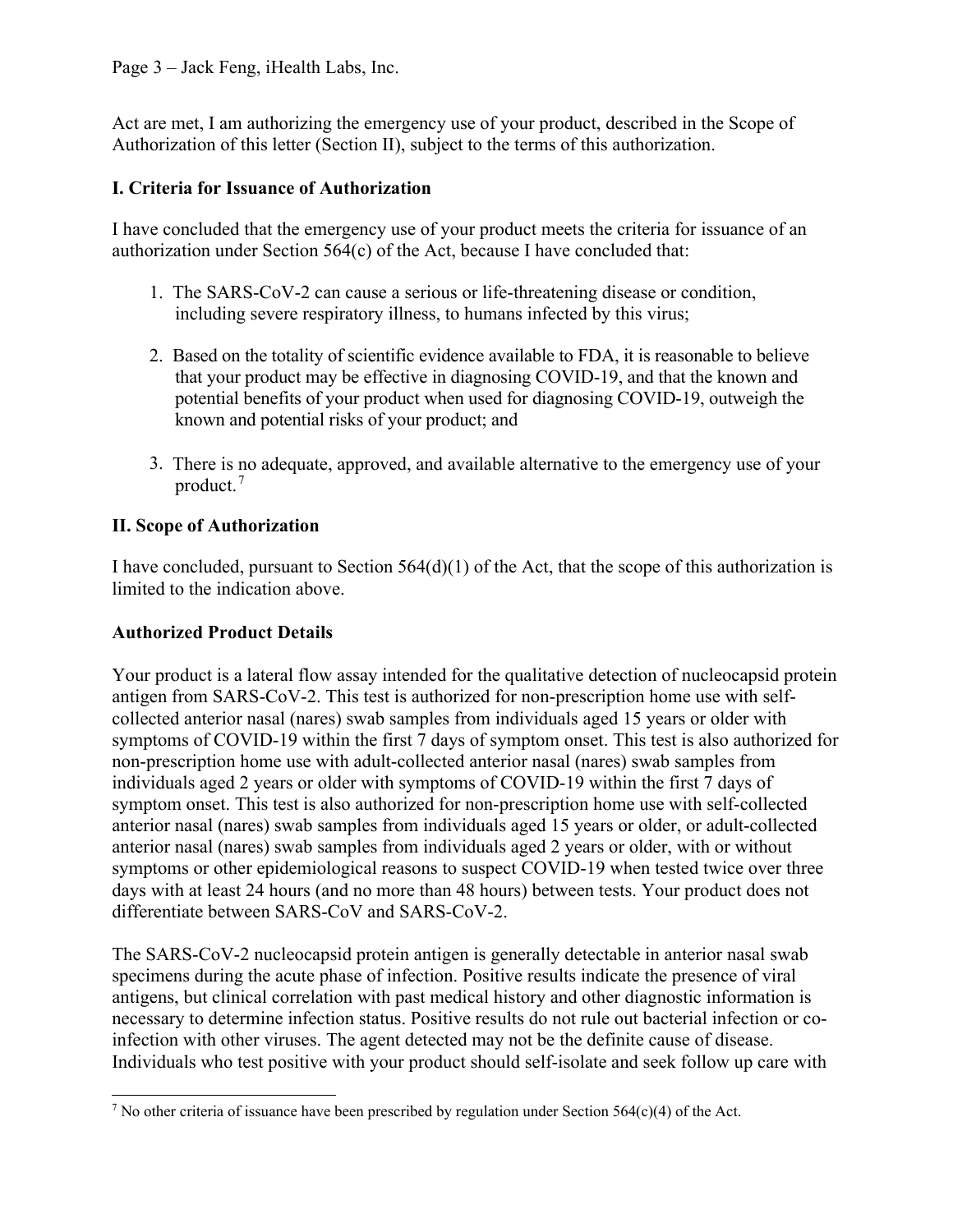Act are met, I am authorizing the emergency use of your product, described in the Scope of Authorization of this letter (Section II), subject to the terms of this authorization.

## I. Criteria for Issuance of Authorization

I have concluded that the emergency use of your product meets the criteria for issuance of an authorization under Section 564(c) of the Act, because I have concluded that:

1. The SARS-CoV-2 can cause a serious or life-threatening disease or condition, including severe respiratory illness, to humans infected by this virus;

2. Based on the totality of scientific evidence available to FDA, it is reasonable to believe that your product may be effective in diagnosing COVID-19, and that the known and potential benefits of your product when used for diagnosing COVID-19, outweigh the known and potential risks of your product; and

3. There is no adequate, approved, and available alternative to the emergency use of your product.[7]

## II. Scope of Authorization

I have concluded, pursuant to Section 564(d)(1) of the Act, that the scope of this authorization is limited to the indication above.

### Authorized Product Details

Your product is a lateral flow assay intended for the qualitative detection of nucleocapsid protein antigen from SARS-CoV-2. This test is authorized for non-prescription home use with self-collected anterior nasal (nares) swab samples from individuals aged 15 years or older with symptoms of COVID-19 within the first 7 days of symptom onset. This test is also authorized for non-prescription home use with adult-collected anterior nasal (nares) swab samples from individuals aged 2 years or older with symptoms of COVID-19 within the first 7 days of symptom onset. This test is also authorized for non-prescription home use with self-collected anterior nasal (nares) swab samples from individuals aged 15 years or older, or adult-collected anterior nasal (nares) swab samples from individuals aged 2 years or older, with or without symptoms or other epidemiological reasons to suspect COVID-19 when tested twice over three days with at least 24 hours (and no more than 48 hours) between tests. Your product does not differentiate between SARS-CoV and SARS-CoV-2.

The SARS-CoV-2 nucleocapsid protein antigen is generally detectable in anterior nasal swab specimens during the acute phase of infection. Positive results indicate the presence of viral antigens, but clinical correlation with past medical history and other diagnostic information is necessary to determine infection status. Positive results do not rule out bacterial infection or co-infection with other viruses. The agent detected may not be the definite cause of disease. Individuals who test positive with your product should self-isolate and seek follow up care with

[7] No other criteria of issuance have been prescribed by regulation under Section 564(c)(4) of the Act.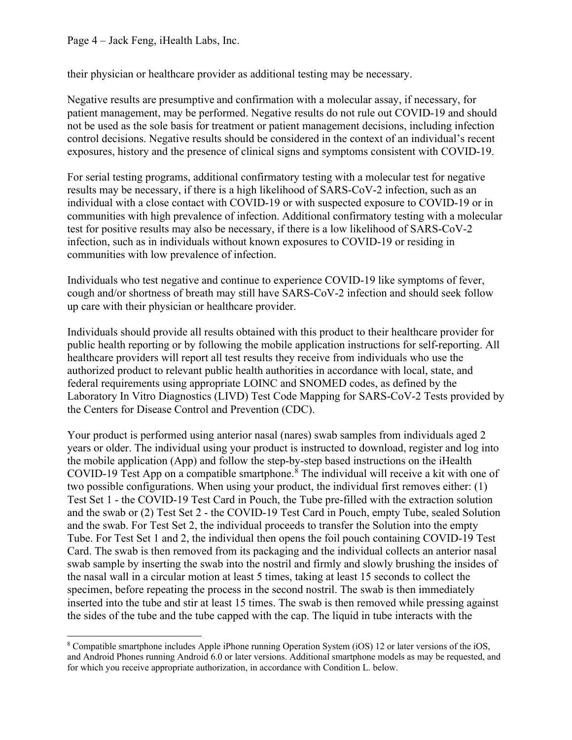their physician or healthcare provider as additional testing may be necessary.

Negative results are presumptive and confirmation with a molecular assay, if necessary, for patient management, may be performed. Negative results do not rule out COVID-19 and should not be used as the sole basis for treatment or patient management decisions, including infection control decisions. Negative results should be considered in the context of an individual's recent exposures, history and the presence of clinical signs and symptoms consistent with COVID-19.

For serial testing programs, additional confirmatory testing with a molecular test for negative results may be necessary, if there is a high likelihood of SARS-CoV-2 infection, such as an individual with a close contact with COVID-19 or with suspected exposure to COVID-19 or in communities with high prevalence of infection. Additional confirmatory testing with a molecular test for positive results may also be necessary, if there is a low likelihood of SARS-CoV-2 infection, such as in individuals without known exposures to COVID-19 or residing in communities with low prevalence of infection.

Individuals who test negative and continue to experience COVID-19 like symptoms of fever, cough and/or shortness of breath may still have SARS-CoV-2 infection and should seek follow up care with their physician or healthcare provider.

Individuals should provide all results obtained with this product to their healthcare provider for public health reporting or by following the mobile application instructions for self-reporting. All healthcare providers will report all test results they receive from individuals who use the authorized product to relevant public health authorities in accordance with local, state, and federal requirements using appropriate LOINC and SNOMED codes, as defined by the Laboratory In Vitro Diagnostics (LIVD) Test Code Mapping for SARS-CoV-2 Tests provided by the Centers for Disease Control and Prevention (CDC).

Your product is performed using anterior nasal (nares) swab samples from individuals aged 2 years or older. The individual using your product is instructed to download, register and log into the mobile application (App) and follow the step-by-step based instructions on the iHealth COVID-19 Test App on a compatible smartphone.[8] The individual will receive a kit with one of two possible configurations. When using your product, the individual first removes either: (1) Test Set 1 - the COVID-19 Test Card in Pouch, the Tube pre-filled with the extraction solution and the swab or (2) Test Set 2 - the COVID-19 Test Card in Pouch, empty Tube, sealed Solution and the swab. For Test Set 2, the individual proceeds to transfer the Solution into the empty Tube. For Test Set 1 and 2, the individual then opens the foil pouch containing COVID-19 Test Card. The swab is then removed from its packaging and the individual collects an anterior nasal swab sample by inserting the swab into the nostril and firmly and slowly brushing the insides of the nasal wall in a circular motion at least 5 times, taking at least 15 seconds to collect the specimen, before repeating the process in the second nostril. The swab is then immediately inserted into the tube and stir at least 15 times. The swab is then removed while pressing against the sides of the tube and the tube capped with the cap. The liquid in tube interacts with the

---

[8] Compatible smartphone includes Apple iPhone running Operation System (iOS) 12 or later versions of the iOS, and Android Phones running Android 6.0 or later versions. Additional smartphone models as may be requested, and for which you receive appropriate authorization, in accordance with Condition L. below.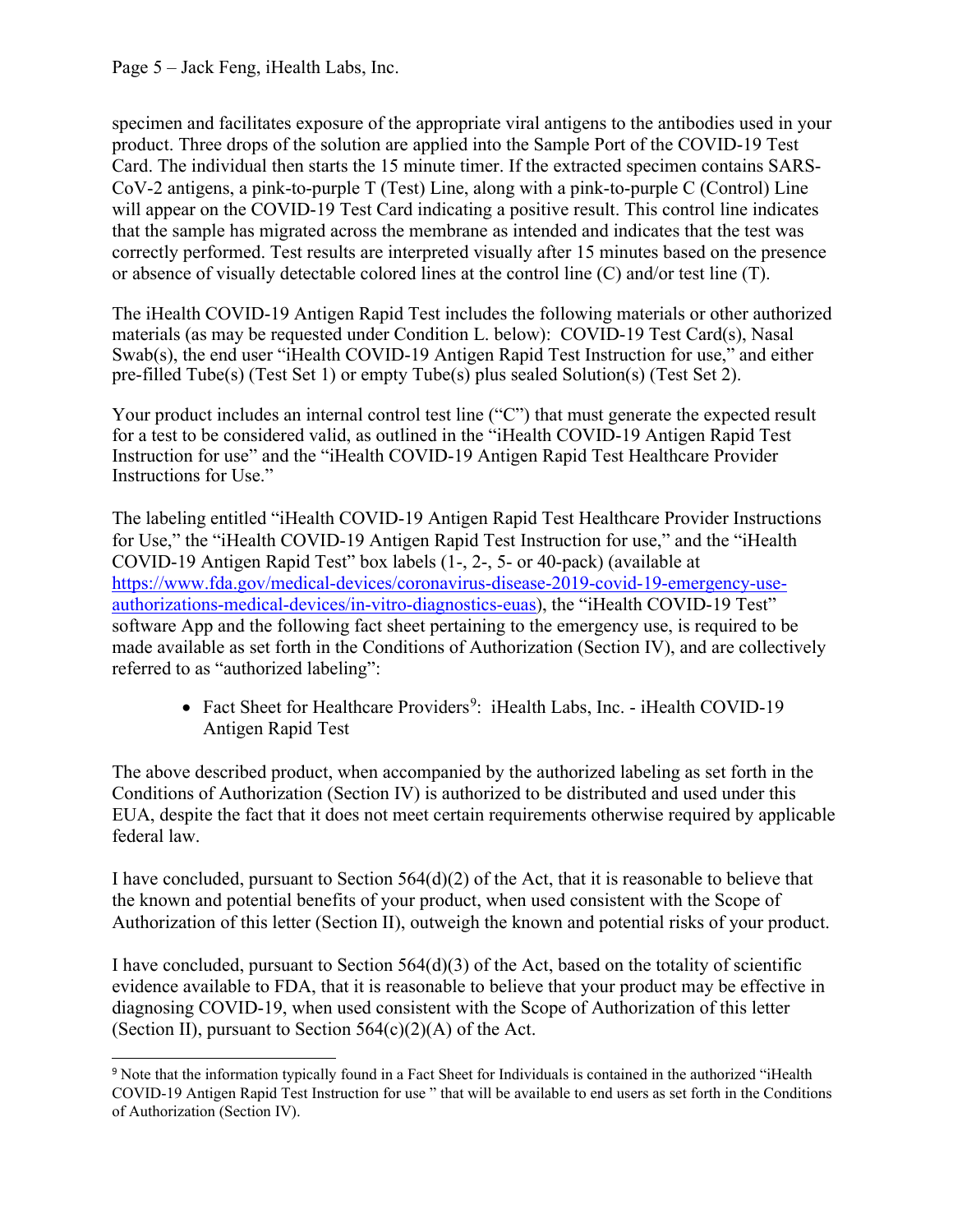specimen and facilitates exposure of the appropriate viral antigens to the antibodies used in your product. Three drops of the solution are applied into the Sample Port of the COVID-19 Test Card. The individual then starts the 15 minute timer. If the extracted specimen contains SARS-CoV-2 antigens, a pink-to-purple T (Test) Line, along with a pink-to-purple C (Control) Line will appear on the COVID-19 Test Card indicating a positive result. This control line indicates that the sample has migrated across the membrane as intended and indicates that the test was correctly performed. Test results are interpreted visually after 15 minutes based on the presence or absence of visually detectable colored lines at the control line (C) and/or test line (T).

The iHealth COVID-19 Antigen Rapid Test includes the following materials or other authorized materials (as may be requested under Condition L. below): COVID-19 Test Card(s), Nasal Swab(s), the end user "iHealth COVID-19 Antigen Rapid Test Instruction for use," and either pre-filled Tube(s) (Test Set 1) or empty Tube(s) plus sealed Solution(s) (Test Set 2).

Your product includes an internal control test line ("C") that must generate the expected result for a test to be considered valid, as outlined in the "iHealth COVID-19 Antigen Rapid Test Instruction for use" and the "iHealth COVID-19 Antigen Rapid Test Healthcare Provider Instructions for Use."

The labeling entitled "iHealth COVID-19 Antigen Rapid Test Healthcare Provider Instructions for Use," the "iHealth COVID-19 Antigen Rapid Test Instruction for use," and the "iHealth COVID-19 Antigen Rapid Test" box labels (1-, 2-, 5- or 40-pack) (available at https://www.fda.gov/medical-devices/coronavirus-disease-2019-covid-19-emergency-use-authorizations-medical-devices/in-vitro-diagnostics-euas), the "iHealth COVID-19 Test" software App and the following fact sheet pertaining to the emergency use, is required to be made available as set forth in the Conditions of Authorization (Section IV), and are collectively referred to as "authorized labeling":

- Fact Sheet for Healthcare Providers[9]: iHealth Labs, Inc. - iHealth COVID-19 Antigen Rapid Test

The above described product, when accompanied by the authorized labeling as set forth in the Conditions of Authorization (Section IV) is authorized to be distributed and used under this EUA, despite the fact that it does not meet certain requirements otherwise required by applicable federal law.

I have concluded, pursuant to Section 564(d)(2) of the Act, that it is reasonable to believe that the known and potential benefits of your product, when used consistent with the Scope of Authorization of this letter (Section II), outweigh the known and potential risks of your product.

I have concluded, pursuant to Section 564(d)(3) of the Act, based on the totality of scientific evidence available to FDA, that it is reasonable to believe that your product may be effective in diagnosing COVID-19, when used consistent with the Scope of Authorization of this letter (Section II), pursuant to Section 564(c)(2)(A) of the Act.

---

[9] Note that the information typically found in a Fact Sheet for Individuals is contained in the authorized "iHealth COVID-19 Antigen Rapid Test Instruction for use " that will be available to end users as set forth in the Conditions of Authorization (Section IV).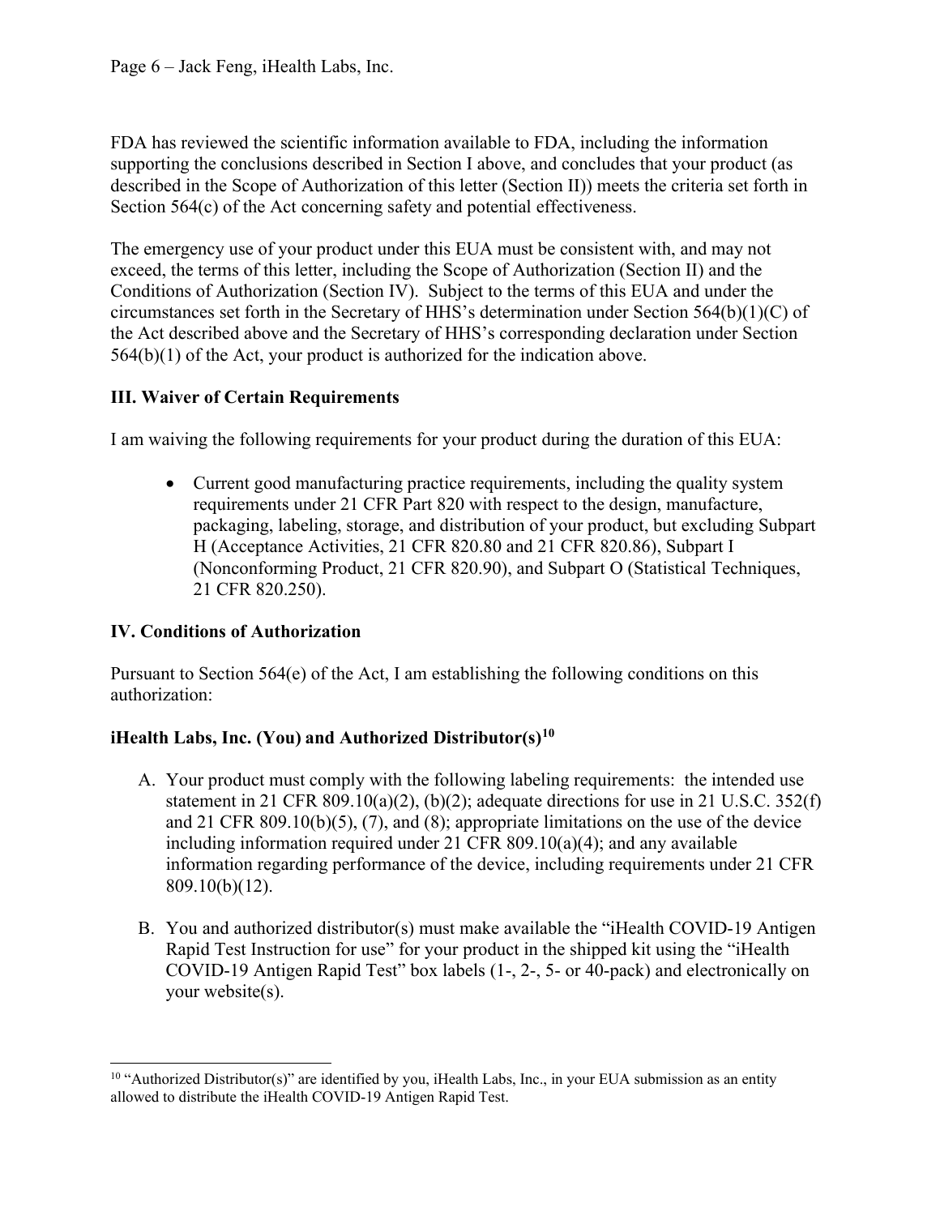FDA has reviewed the scientific information available to FDA, including the information supporting the conclusions described in Section I above, and concludes that your product (as described in the Scope of Authorization of this letter (Section II)) meets the criteria set forth in Section 564(c) of the Act concerning safety and potential effectiveness.

The emergency use of your product under this EUA must be consistent with, and may not exceed, the terms of this letter, including the Scope of Authorization (Section II) and the Conditions of Authorization (Section IV). Subject to the terms of this EUA and under the circumstances set forth in the Secretary of HHS's determination under Section 564(b)(1)(C) of the Act described above and the Secretary of HHS's corresponding declaration under Section 564(b)(1) of the Act, your product is authorized for the indication above.

## III. Waiver of Certain Requirements

I am waiving the following requirements for your product during the duration of this EUA:

- Current good manufacturing practice requirements, including the quality system requirements under 21 CFR Part 820 with respect to the design, manufacture, packaging, labeling, storage, and distribution of your product, but excluding Subpart H (Acceptance Activities, 21 CFR 820.80 and 21 CFR 820.86), Subpart I (Nonconforming Product, 21 CFR 820.90), and Subpart O (Statistical Techniques, 21 CFR 820.250).

## IV. Conditions of Authorization

Pursuant to Section 564(e) of the Act, I am establishing the following conditions on this authorization:

### iHealth Labs, Inc. (You) and Authorized Distributor(s)[10]

A. Your product must comply with the following labeling requirements: the intended use statement in 21 CFR 809.10(a)(2), (b)(2); adequate directions for use in 21 U.S.C. 352(f) and 21 CFR 809.10(b)(5), (7), and (8); appropriate limitations on the use of the device including information required under 21 CFR 809.10(a)(4); and any available information regarding performance of the device, including requirements under 21 CFR 809.10(b)(12).

B. You and authorized distributor(s) must make available the "iHealth COVID-19 Antigen Rapid Test Instruction for use" for your product in the shipped kit using the "iHealth COVID-19 Antigen Rapid Test" box labels (1-, 2-, 5- or 40-pack) and electronically on your website(s).

[10] "Authorized Distributor(s)" are identified by you, iHealth Labs, Inc., in your EUA submission as an entity allowed to distribute the iHealth COVID-19 Antigen Rapid Test.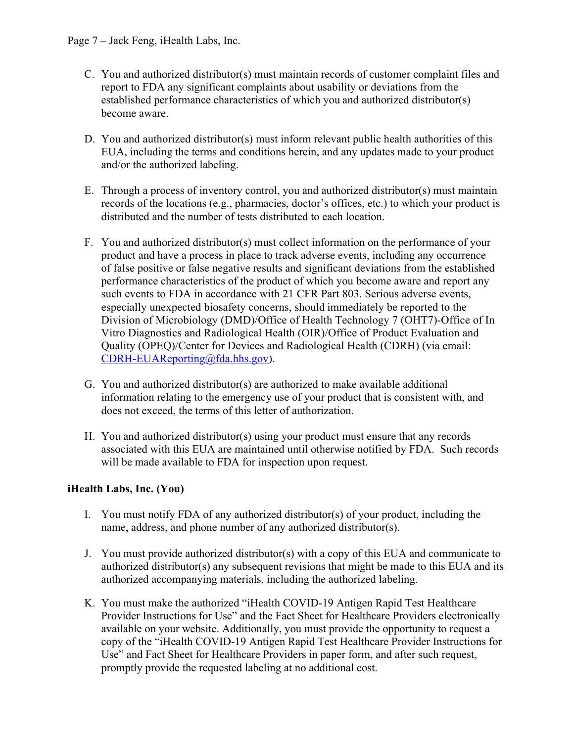C. You and authorized distributor(s) must maintain records of customer complaint files and report to FDA any significant complaints about usability or deviations from the established performance characteristics of which you and authorized distributor(s) become aware.

D. You and authorized distributor(s) must inform relevant public health authorities of this EUA, including the terms and conditions herein, and any updates made to your product and/or the authorized labeling.

E. Through a process of inventory control, you and authorized distributor(s) must maintain records of the locations (e.g., pharmacies, doctor's offices, etc.) to which your product is distributed and the number of tests distributed to each location.

F. You and authorized distributor(s) must collect information on the performance of your product and have a process in place to track adverse events, including any occurrence of false positive or false negative results and significant deviations from the established performance characteristics of the product of which you become aware and report any such events to FDA in accordance with 21 CFR Part 803. Serious adverse events, especially unexpected biosafety concerns, should immediately be reported to the Division of Microbiology (DMD)/Office of Health Technology 7 (OHT7)-Office of In Vitro Diagnostics and Radiological Health (OIR)/Office of Product Evaluation and Quality (OPEQ)/Center for Devices and Radiological Health (CDRH) (via email: CDRH-EUAReporting@fda.hhs.gov).

G. You and authorized distributor(s) are authorized to make available additional information relating to the emergency use of your product that is consistent with, and does not exceed, the terms of this letter of authorization.

H. You and authorized distributor(s) using your product must ensure that any records associated with this EUA are maintained until otherwise notified by FDA. Such records will be made available to FDA for inspection upon request.

**iHealth Labs, Inc. (You)**

I. You must notify FDA of any authorized distributor(s) of your product, including the name, address, and phone number of any authorized distributor(s).

J. You must provide authorized distributor(s) with a copy of this EUA and communicate to authorized distributor(s) any subsequent revisions that might be made to this EUA and its authorized accompanying materials, including the authorized labeling.

K. You must make the authorized "iHealth COVID-19 Antigen Rapid Test Healthcare Provider Instructions for Use" and the Fact Sheet for Healthcare Providers electronically available on your website. Additionally, you must provide the opportunity to request a copy of the "iHealth COVID-19 Antigen Rapid Test Healthcare Provider Instructions for Use" and Fact Sheet for Healthcare Providers in paper form, and after such request, promptly provide the requested labeling at no additional cost.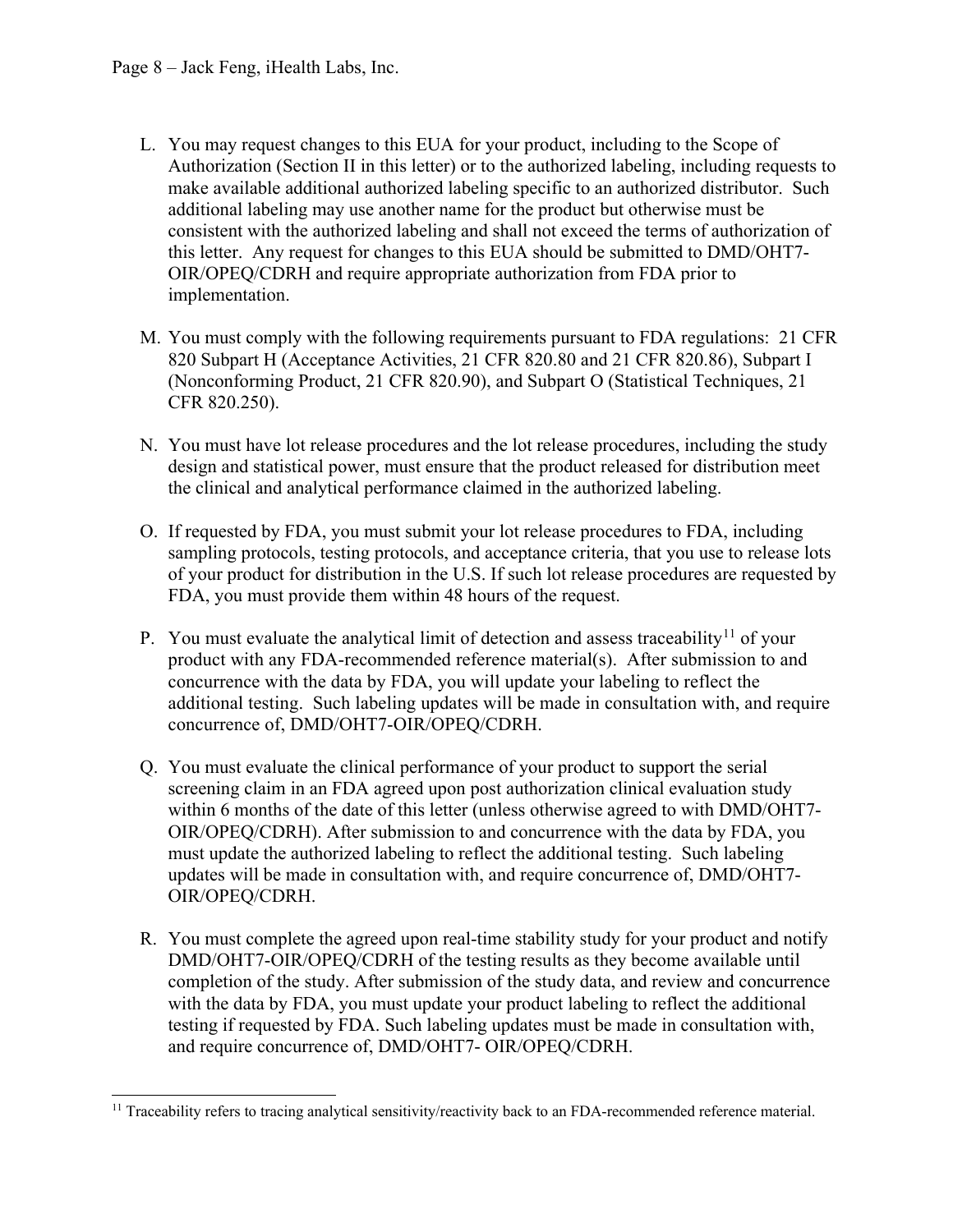L. You may request changes to this EUA for your product, including to the Scope of Authorization (Section II in this letter) or to the authorized labeling, including requests to make available additional authorized labeling specific to an authorized distributor. Such additional labeling may use another name for the product but otherwise must be consistent with the authorized labeling and shall not exceed the terms of authorization of this letter. Any request for changes to this EUA should be submitted to DMD/OHT7-OIR/OPEQ/CDRH and require appropriate authorization from FDA prior to implementation.

M. You must comply with the following requirements pursuant to FDA regulations: 21 CFR 820 Subpart H (Acceptance Activities, 21 CFR 820.80 and 21 CFR 820.86), Subpart I (Nonconforming Product, 21 CFR 820.90), and Subpart O (Statistical Techniques, 21 CFR 820.250).

N. You must have lot release procedures and the lot release procedures, including the study design and statistical power, must ensure that the product released for distribution meet the clinical and analytical performance claimed in the authorized labeling.

O. If requested by FDA, you must submit your lot release procedures to FDA, including sampling protocols, testing protocols, and acceptance criteria, that you use to release lots of your product for distribution in the U.S. If such lot release procedures are requested by FDA, you must provide them within 48 hours of the request.

P. You must evaluate the analytical limit of detection and assess traceability[11] of your product with any FDA-recommended reference material(s). After submission to and concurrence with the data by FDA, you will update your labeling to reflect the additional testing. Such labeling updates will be made in consultation with, and require concurrence of, DMD/OHT7-OIR/OPEQ/CDRH.

Q. You must evaluate the clinical performance of your product to support the serial screening claim in an FDA agreed upon post authorization clinical evaluation study within 6 months of the date of this letter (unless otherwise agreed to with DMD/OHT7-OIR/OPEQ/CDRH). After submission to and concurrence with the data by FDA, you must update the authorized labeling to reflect the additional testing. Such labeling updates will be made in consultation with, and require concurrence of, DMD/OHT7-OIR/OPEQ/CDRH.

R. You must complete the agreed upon real-time stability study for your product and notify DMD/OHT7-OIR/OPEQ/CDRH of the testing results as they become available until completion of the study. After submission of the study data, and review and concurrence with the data by FDA, you must update your product labeling to reflect the additional testing if requested by FDA. Such labeling updates must be made in consultation with, and require concurrence of, DMD/OHT7- OIR/OPEQ/CDRH.

---

[11] Traceability refers to tracing analytical sensitivity/reactivity back to an FDA-recommended reference material.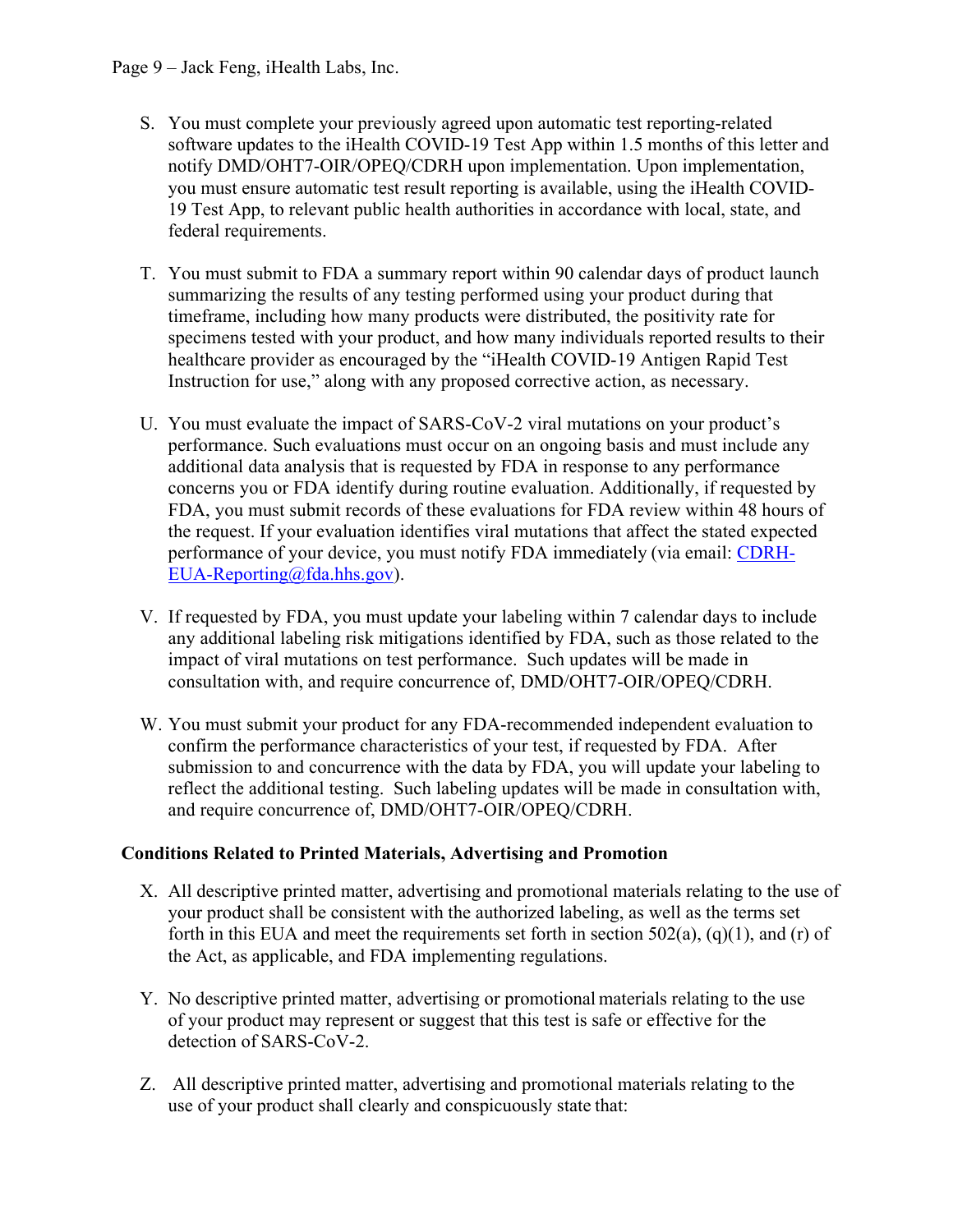S. You must complete your previously agreed upon automatic test reporting-related software updates to the iHealth COVID-19 Test App within 1.5 months of this letter and notify DMD/OHT7-OIR/OPEQ/CDRH upon implementation. Upon implementation, you must ensure automatic test result reporting is available, using the iHealth COVID-19 Test App, to relevant public health authorities in accordance with local, state, and federal requirements.

T. You must submit to FDA a summary report within 90 calendar days of product launch summarizing the results of any testing performed using your product during that timeframe, including how many products were distributed, the positivity rate for specimens tested with your product, and how many individuals reported results to their healthcare provider as encouraged by the "iHealth COVID-19 Antigen Rapid Test Instruction for use," along with any proposed corrective action, as necessary.

U. You must evaluate the impact of SARS-CoV-2 viral mutations on your product's performance. Such evaluations must occur on an ongoing basis and must include any additional data analysis that is requested by FDA in response to any performance concerns you or FDA identify during routine evaluation. Additionally, if requested by FDA, you must submit records of these evaluations for FDA review within 48 hours of the request. If your evaluation identifies viral mutations that affect the stated expected performance of your device, you must notify FDA immediately (via email: CDRH-EUA-Reporting@fda.hhs.gov).

V. If requested by FDA, you must update your labeling within 7 calendar days to include any additional labeling risk mitigations identified by FDA, such as those related to the impact of viral mutations on test performance. Such updates will be made in consultation with, and require concurrence of, DMD/OHT7-OIR/OPEQ/CDRH.

W. You must submit your product for any FDA-recommended independent evaluation to confirm the performance characteristics of your test, if requested by FDA. After submission to and concurrence with the data by FDA, you will update your labeling to reflect the additional testing. Such labeling updates will be made in consultation with, and require concurrence of, DMD/OHT7-OIR/OPEQ/CDRH.

**Conditions Related to Printed Materials, Advertising and Promotion**

X. All descriptive printed matter, advertising and promotional materials relating to the use of your product shall be consistent with the authorized labeling, as well as the terms set forth in this EUA and meet the requirements set forth in section 502(a), (q)(1), and (r) of the Act, as applicable, and FDA implementing regulations.

Y. No descriptive printed matter, advertising or promotional materials relating to the use of your product may represent or suggest that this test is safe or effective for the detection of SARS-CoV-2.

Z. All descriptive printed matter, advertising and promotional materials relating to the use of your product shall clearly and conspicuously state that: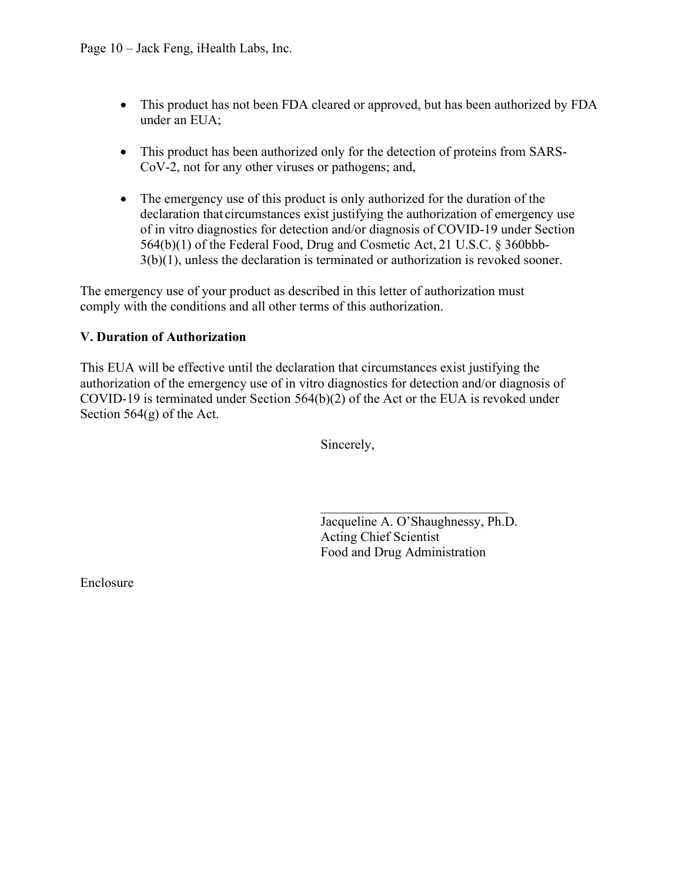- This product has not been FDA cleared or approved, but has been authorized by FDA under an EUA;

- This product has been authorized only for the detection of proteins from SARS-CoV-2, not for any other viruses or pathogens; and,

- The emergency use of this product is only authorized for the duration of the declaration that circumstances exist justifying the authorization of emergency use of in vitro diagnostics for detection and/or diagnosis of COVID-19 under Section 564(b)(1) of the Federal Food, Drug and Cosmetic Act, 21 U.S.C. § 360bbb-3(b)(1), unless the declaration is terminated or authorization is revoked sooner.

The emergency use of your product as described in this letter of authorization must comply with the conditions and all other terms of this authorization.

**V. Duration of Authorization**

This EUA will be effective until the declaration that circumstances exist justifying the authorization of the emergency use of in vitro diagnostics for detection and/or diagnosis of COVID-19 is terminated under Section 564(b)(2) of the Act or the EUA is revoked under Section 564(g) of the Act.

Sincerely,

\_\_\_\_\_\_\_\_\_\_\_\_\_\_\_\_\_\_\_\_\_\_\_\_\_\_\_\_

Jacqueline A. O'Shaughnessy, Ph.D.
Acting Chief Scientist
Food and Drug Administration

Enclosure